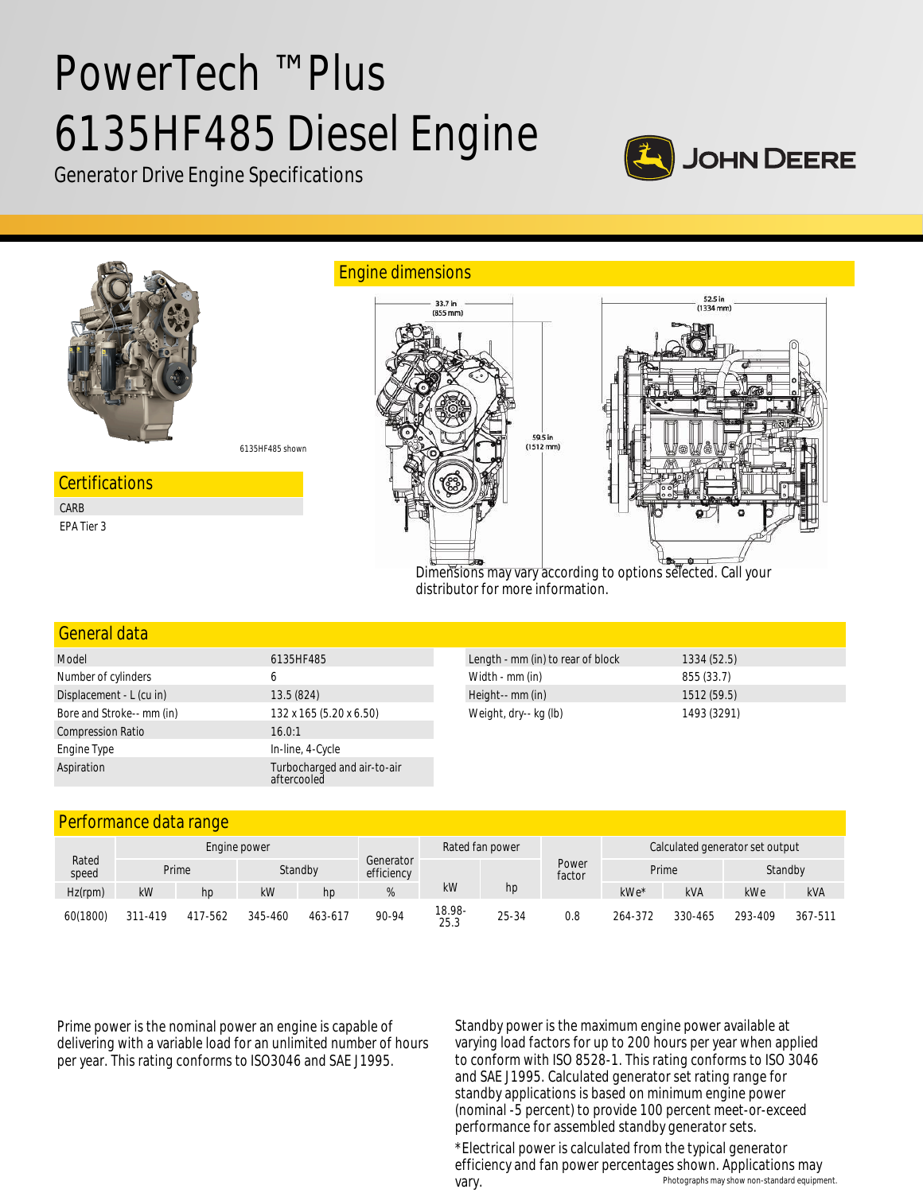# PowerTech ™Plus 6135HF485 Diesel Engine

Generator Drive Engine Specifications

JOHN DEERE

6135HF485 shown

## Certifications

CARB

EPA Tier 3

## Engine dimensions

33.7 in (855 mm)

52.5 in (1334 mm)

59.5 in (1512 mm)

Dimensions may vary according to options selected. Call your distributor for more information.

## General data

| | |
|---|---|
| Model | 6135HF485 |
| Number of cylinders | 6 |
| Displacement - L (cu in) | 13.5 (824) |
| Bore and Stroke-- mm (in) | 132 x 165 (5.20 x 6.50) |
| Compression Ratio | 16.0:1 |
| Engine Type | In-line, 4-Cycle |
| Aspiration | Turbocharged and air-to-air aftercooled |

| | |
|---|---|
| Length - mm (in) to rear of block | 1334 (52.5) |
| Width - mm (in) | 855 (33.7) |
| Height-- mm (in) | 1512 (59.5) |
| Weight, dry-- kg (lb) | 1493 (3291) |

## Performance data range

| Rated speed | Engine power | | | | Generator efficiency | Rated fan power | | Power factor | Calculated generator set output | | | |
|---|---|---|---|---|---|---|---|---|---|---|---|---|
| | Prime | | Standby | | | | | | Prime | | Standby | |
| Hz(rpm) | kW | hp | kW | hp | % | kW | hp | | kWe* | kVA | kWe | kVA |
| 60(1800) | 311-419 | 417-562 | 345-460 | 463-617 | 90-94 | 18.98-25.3 | 25-34 | 0.8 | 264-372 | 330-465 | 293-409 | 367-511 |

Prime power is the nominal power an engine is capable of delivering with a variable load for an unlimited number of hours per year. This rating conforms to ISO3046 and SAE J1995.

Standby power is the maximum engine power available at varying load factors for up to 200 hours per year when applied to conform with ISO 8528-1. This rating conforms to ISO 3046 and SAE J1995. Calculated generator set rating range for standby applications is based on minimum engine power (nominal -5 percent) to provide 100 percent meet-or-exceed performance for assembled standby generator sets.

*Electrical power is calculated from the typical generator efficiency and fan power percentages shown. Applications may vary.

Photographs may show non-standard equipment.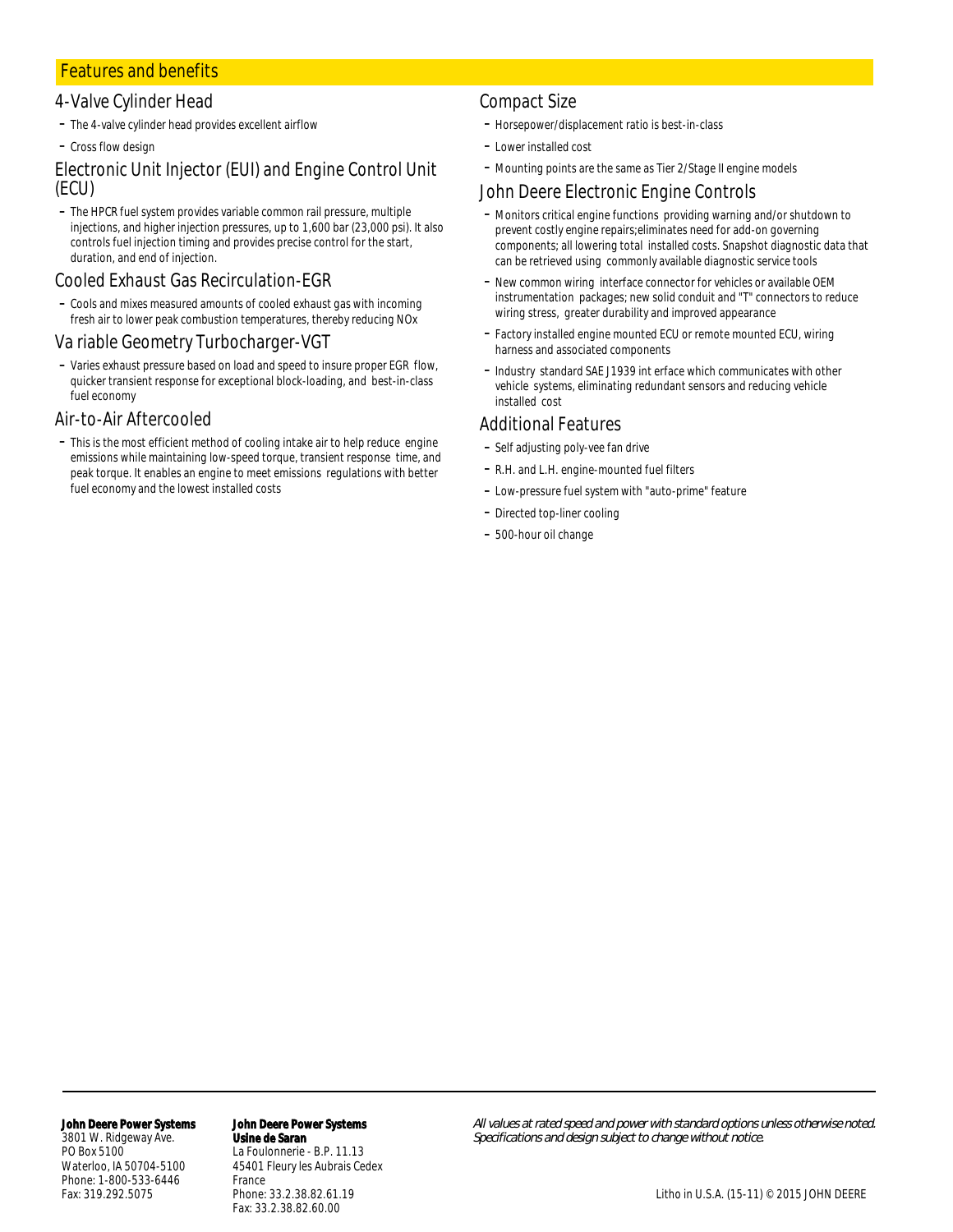## Features and benefits

### 4-Valve Cylinder Head

- The 4-valve cylinder head provides excellent airflow
- Cross flow design

### Electronic Unit Injector (EUI) and Engine Control Unit (ECU)

- The HPCR fuel system provides variable common rail pressure, multiple injections, and higher injection pressures, up to 1,600 bar (23,000 psi). It also controls fuel injection timing and provides precise control for the start, duration, and end of injection.

### Cooled Exhaust Gas Recirculation-EGR

- Cools and mixes measured amounts of cooled exhaust gas with incoming fresh air to lower peak combustion temperatures, thereby reducing NOx

### Va riable Geometry Turbocharger-VGT

- Varies exhaust pressure based on load and speed to insure proper EGR flow, quicker transient response for exceptional block-loading, and best-in-class fuel economy

### Air-to-Air Aftercooled

- This is the most efficient method of cooling intake air to help reduce engine emissions while maintaining low-speed torque, transient response time, and peak torque. It enables an engine to meet emissions regulations with better fuel economy and the lowest installed costs

### Compact Size

- Horsepower/displacement ratio is best-in-class
- Lower installed cost
- Mounting points are the same as Tier 2/Stage II engine models

### John Deere Electronic Engine Controls

- Monitors critical engine functions providing warning and/or shutdown to prevent costly engine repairs;eliminates need for add-on governing components; all lowering total installed costs. Snapshot diagnostic data that can be retrieved using commonly available diagnostic service tools
- New common wiring interface connector for vehicles or available OEM instrumentation packages; new solid conduit and "T" connectors to reduce wiring stress, greater durability and improved appearance
- Factory installed engine mounted ECU or remote mounted ECU, wiring harness and associated components
- Industry standard SAE J1939 int erface which communicates with other vehicle systems, eliminating redundant sensors and reducing vehicle installed cost

### Additional Features

- Self adjusting poly-vee fan drive
- R.H. and L.H. engine-mounted fuel filters
- Low-pressure fuel system with "auto-prime" feature
- Directed top-liner cooling
- 500-hour oil change

---

**John Deere Power Systems**
3801 W. Ridgeway Ave.
PO Box 5100
Waterloo, IA 50704-5100
Phone: 1-800-533-6446
Fax: 319.292.5075

**John Deere Power Systems**
**Usine de Saran**
La Foulonnerie - B.P. 11.13
45401 Fleury les Aubrais Cedex
France
Phone: 33.2.38.82.61.19
Fax: 33.2.38.82.60.00

*All values at rated speed and power with standard options unless otherwise noted. Specifications and design subject to change without notice.*

Litho in U.S.A. (15-11) © 2015 JOHN DEERE